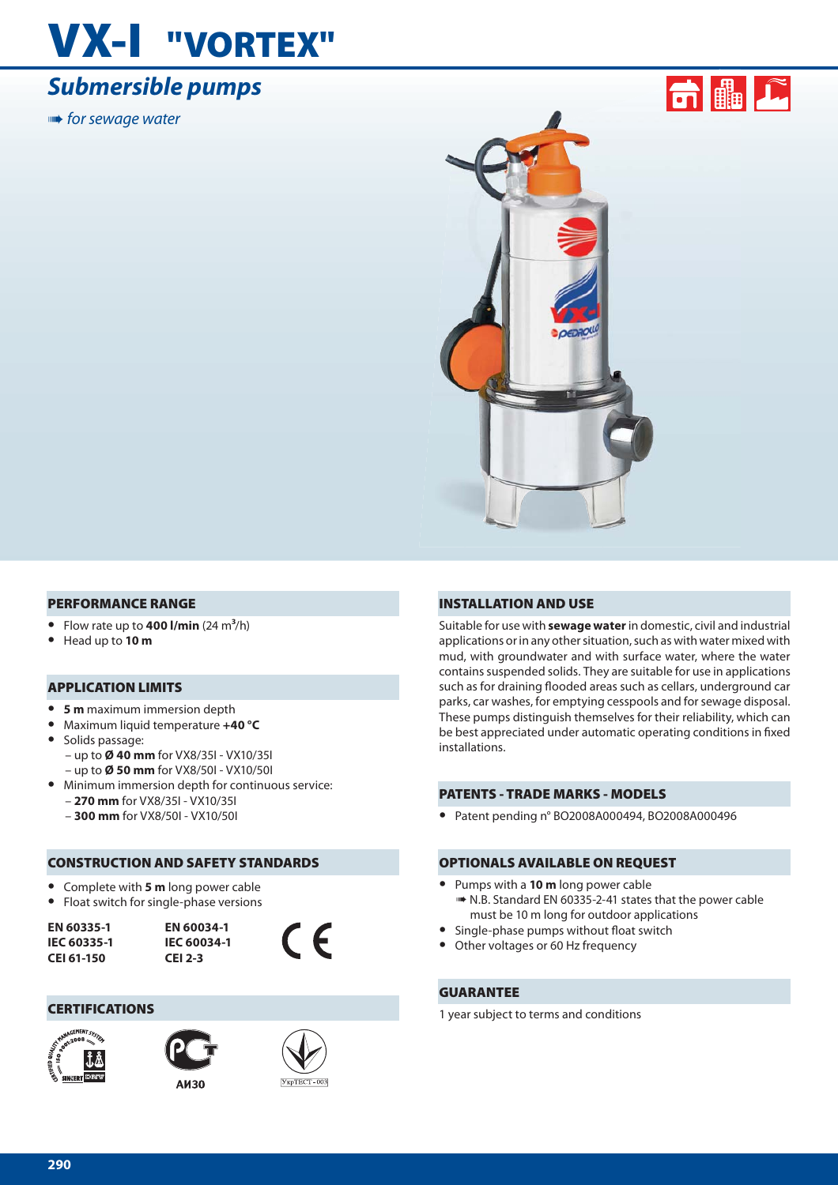# VX-I "VORTEX"

## *Submersible pumps*

*for sewage water*

### PERFORMANCE RANGE

- Flow rate up to **400 l/min** (24 m$^3$/h)
- Head up to **10 m**

### APPLICATION LIMITS

- **5 m** maximum immersion depth
- Maximum liquid temperature **+40 °C**
- Solids passage:
  - up to **Ø 40 mm** for VX8/35I - VX10/35I
  - up to **Ø 50 mm** for VX8/50I - VX10/50I
- Minimum immersion depth for continuous service:
  - **270 mm** for VX8/35I - VX10/35I
  - **300 mm** for VX8/50I - VX10/50I

### CONSTRUCTION AND SAFETY STANDARDS

- Complete with **5 m** long power cable
- Float switch for single-phase versions

**EN 60335-1**
**IEC 60335-1**
**CEI 61-150**

**EN 60034-1**
**IEC 60034-1**
**CEI 2-3**

CE

### CERTIFICATIONS

АИ30

### INSTALLATION AND USE

Suitable for use with **sewage water** in domestic, civil and industrial applications or in any other situation, such as with water mixed with mud, with groundwater and with surface water, where the water contains suspended solids. They are suitable for use in applications such as for draining flooded areas such as cellars, underground car parks, car washes, for emptying cesspools and for sewage disposal. These pumps distinguish themselves for their reliability, which can be best appreciated under automatic operating conditions in fixed installations.

### PATENTS - TRADE MARKS - MODELS

- Patent pending n° BO2008A000494, BO2008A000496

### OPTIONALS AVAILABLE ON REQUEST

- Pumps with a **10 m** long power cable
  - N.B. Standard EN 60335-2-41 states that the power cable must be 10 m long for outdoor applications
- Single-phase pumps without float switch
- Other voltages or 60 Hz frequency

### GUARANTEE

1 year subject to terms and conditions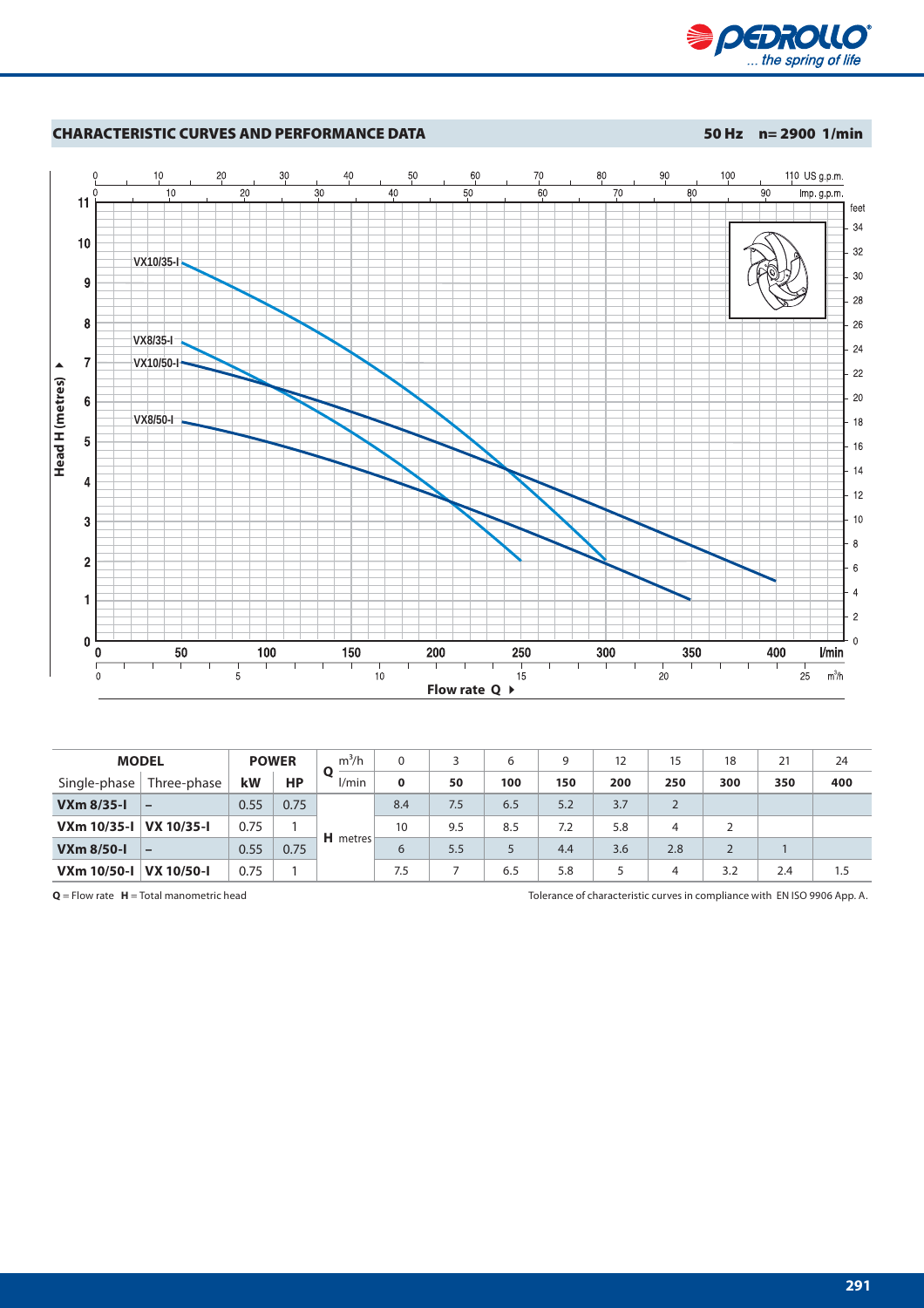## CHARACTERISTIC CURVES AND PERFORMANCE DATA

**50 Hz n= 2900 1/min**

| MODEL | | POWER | | Q m³/h | 0 | 3 | 6 | 9 | 12 | 15 | 18 | 21 | 24 |
|---|---|---|---|---|---|---|---|---|---|---|---|---|---|
| Single-phase | Three-phase | kW | HP | l/min | 0 | 50 | 100 | 150 | 200 | 250 | 300 | 350 | 400 |
| **VXm 8/35-I** | – | 0.55 | 0.75 | H metres | 8.4 | 7.5 | 6.5 | 5.2 | 3.7 | 2 | | | |
| **VXm 10/35-I** | **VX 10/35-I** | 0.75 | 1 | | 10 | 9.5 | 8.5 | 7.2 | 5.8 | 4 | 2 | | |
| **VXm 8/50-I** | – | 0.55 | 0.75 | | 6 | 5.5 | 5 | 4.4 | 3.6 | 2.8 | 2 | 1 | |
| **VXm 10/50-I** | **VX 10/50-I** | 0.75 | 1 | | 7.5 | 7 | 6.5 | 5.8 | 5 | 4 | 3.2 | 2.4 | 1.5 |

**Q** = Flow rate **H** = Total manometric head

Tolerance of characteristic curves in compliance with EN ISO 9906 App. A.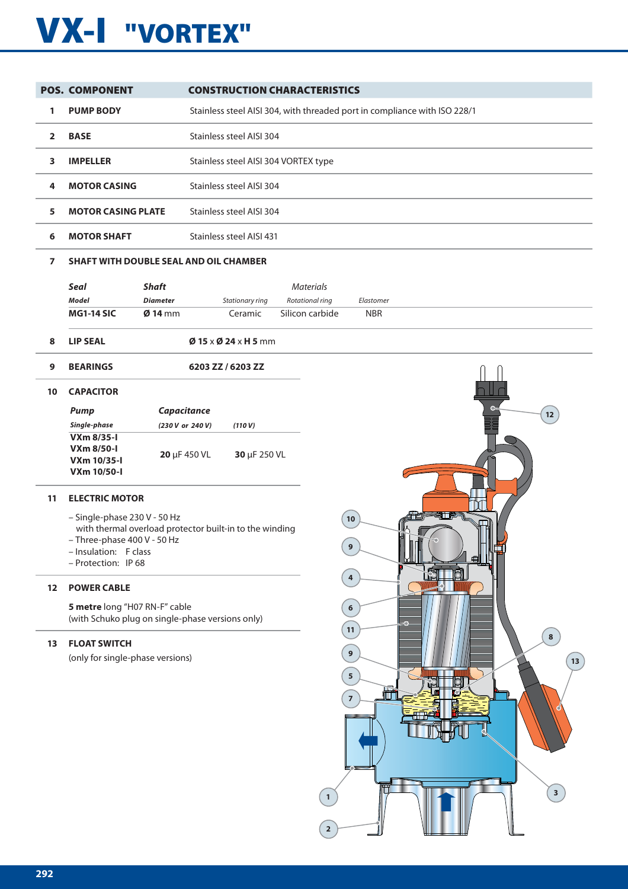# VX-I "VORTEX"

| POS. | COMPONENT | CONSTRUCTION CHARACTERISTICS |
|---|---|---|
| 1 | **PUMP BODY** | Stainless steel AISI 304, with threaded port in compliance with ISO 228/1 |
| 2 | **BASE** | Stainless steel AISI 304 |
| 3 | **IMPELLER** | Stainless steel AISI 304 VORTEX type |
| 4 | **MOTOR CASING** | Stainless steel AISI 304 |
| 5 | **MOTOR CASING PLATE** | Stainless steel AISI 304 |
| 6 | **MOTOR SHAFT** | Stainless steel AISI 431 |

**7 SHAFT WITH DOUBLE SEAL AND OIL CHAMBER**

| *Seal* | *Shaft* | *Materials* | | |
|---|---|---|---|---|
| *Model* | *Diameter* | *Stationary ring* | *Rotational ring* | *Elastomer* |
| **MG1-14 SIC** | **Ø 14** mm | Ceramic | Silicon carbide | NBR |

**8 LIP SEAL** — **Ø 15** x **Ø 24** x **H 5** mm

**9 BEARINGS** — **6203 ZZ / 6203 ZZ**

**10 CAPACITOR**

| *Pump* | *Capacitance* | |
|---|---|---|
| *Single-phase* | *(230 V or 240 V)* | *(110 V)* |
| **VXm 8/35-I**<br>**VXm 8/50-I**<br>**VXm 10/35-I**<br>**VXm 10/50-I** | **20** μF 450 VL | **30** μF 250 VL |

**11 ELECTRIC MOTOR**

- Single-phase 230 V - 50 Hz with thermal overload protector built-in to the winding
- Three-phase 400 V - 50 Hz
- Insulation: F class
- Protection: IP 68

**12 POWER CABLE**

**5 metre** long "H07 RN-F" cable
(with Schuko plug on single-phase versions only)

**13 FLOAT SWITCH**

(only for single-phase versions)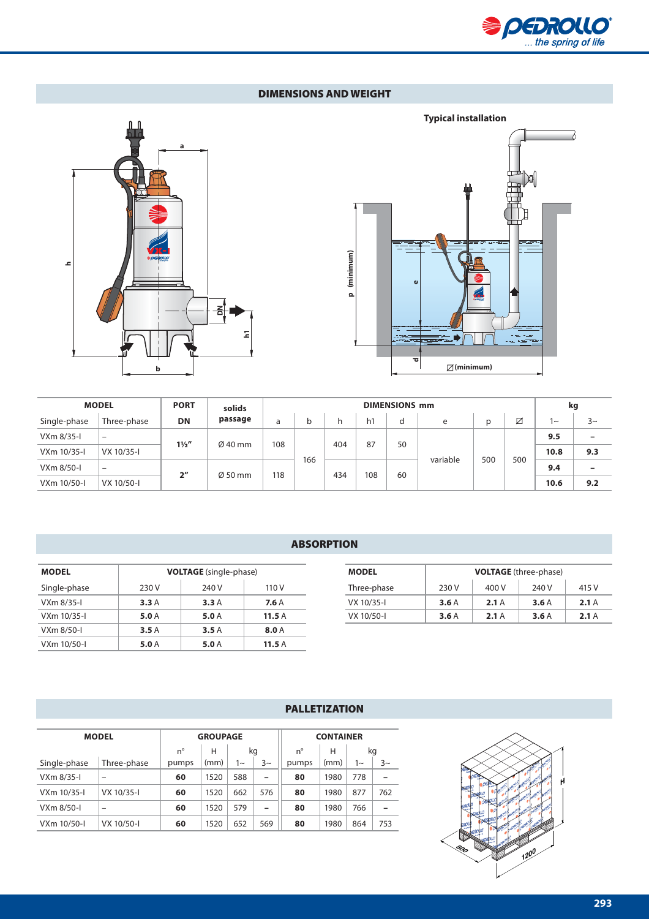## DIMENSIONS AND WEIGHT

Typical installation

| MODEL | | PORT | solids | DIMENSIONS mm | | | | | | | | kg | |
|---|---|---|---|---|---|---|---|---|---|---|---|---|---|
| Single-phase | Three-phase | DN | passage | a | b | h | h1 | d | e | p | ⊠ | 1~ | 3~ |
| VXm 8/35-I | – | 1½" | Ø 40 mm | 108 | 166 | 404 | 87 | 50 | variable | 500 | 500 | **9.5** | – |
| VXm 10/35-I | VX 10/35-I | | | | | | | | | | | **10.8** | **9.3** |
| VXm 8/50-I | – | 2" | Ø 50 mm | 118 | | 434 | 108 | 60 | | | | **9.4** | – |
| VXm 10/50-I | VX 10/50-I | | | | | | | | | | | **10.6** | **9.2** |

## ABSORPTION

| MODEL | VOLTAGE (single-phase) | | |
|---|---|---|---|
| Single-phase | 230 V | 240 V | 110 V |
| VXm 8/35-I | **3.3** A | **3.3** A | **7.6** A |
| VXm 10/35-I | **5.0** A | **5.0** A | **11.5** A |
| VXm 8/50-I | **3.5** A | **3.5** A | **8.0** A |
| VXm 10/50-I | **5.0** A | **5.0** A | **11.5** A |

| MODEL | VOLTAGE (three-phase) | | | |
|---|---|---|---|---|
| Three-phase | 230 V | 400 V | 240 V | 415 V |
| VX 10/35-I | **3.6** A | **2.1** A | **3.6** A | **2.1** A |
| VX 10/50-I | **3.6** A | **2.1** A | **3.6** A | **2.1** A |

## PALLETIZATION

| MODEL | | GROUPAGE | | | | CONTAINER | | | |
|---|---|---|---|---|---|---|---|---|---|
| | | n° | H | kg | | n° | H | kg | |
| Single-phase | Three-phase | pumps | (mm) | 1~ | 3~ | pumps | (mm) | 1~ | 3~ |
| VXm 8/35-I | – | **60** | 1520 | 588 | – | **80** | 1980 | 778 | – |
| VXm 10/35-I | VX 10/35-I | **60** | 1520 | 662 | 576 | **80** | 1980 | 877 | 762 |
| VXm 8/50-I | – | **60** | 1520 | 579 | – | **80** | 1980 | 766 | – |
| VXm 10/50-I | VX 10/50-I | **60** | 1520 | 652 | 569 | **80** | 1980 | 864 | 753 |